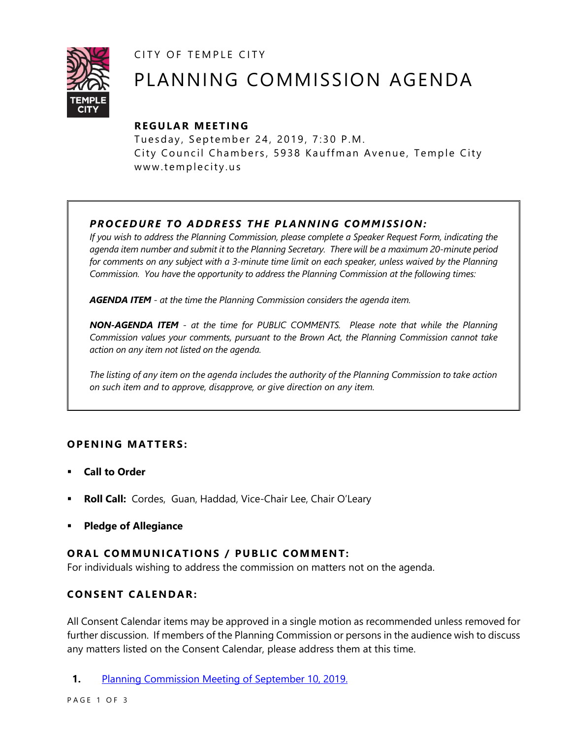CITY OF TEMPLE CITY

# PLANNING COMMISSION AGENDA

**REGULAR MEETING**

Tuesday, September 24, 2019, 7:30 P.M.
City Council Chambers, 5938 Kauffman Avenue, Temple City
www.templecity.us

---

***PROCEDURE TO ADDRESS THE PLANNING COMMISSION:***

*If you wish to address the Planning Commission, please complete a Speaker Request Form, indicating the agenda item number and submit it to the Planning Secretary. There will be a maximum 20-minute period for comments on any subject with a 3-minute time limit on each speaker, unless waived by the Planning Commission. You have the opportunity to address the Planning Commission at the following times:*

***AGENDA ITEM*** *- at the time the Planning Commission considers the agenda item.*

***NON-AGENDA ITEM*** *- at the time for PUBLIC COMMENTS. Please note that while the Planning Commission values your comments, pursuant to the Brown Act, the Planning Commission cannot take action on any item not listed on the agenda.*

*The listing of any item on the agenda includes the authority of the Planning Commission to take action on such item and to approve, disapprove, or give direction on any item.*

---

## OPENING MATTERS:

- **Call to Order**
- **Roll Call:** Cordes, Guan, Haddad, Vice-Chair Lee, Chair O'Leary
- **Pledge of Allegiance**

## ORAL COMMUNICATIONS / PUBLIC COMMENT:

For individuals wishing to address the commission on matters not on the agenda.

## CONSENT CALENDAR:

All Consent Calendar items may be approved in a single motion as recommended unless removed for further discussion. If members of the Planning Commission or persons in the audience wish to discuss any matters listed on the Consent Calendar, please address them at this time.

**1.** Planning Commission Meeting of September 10, 2019.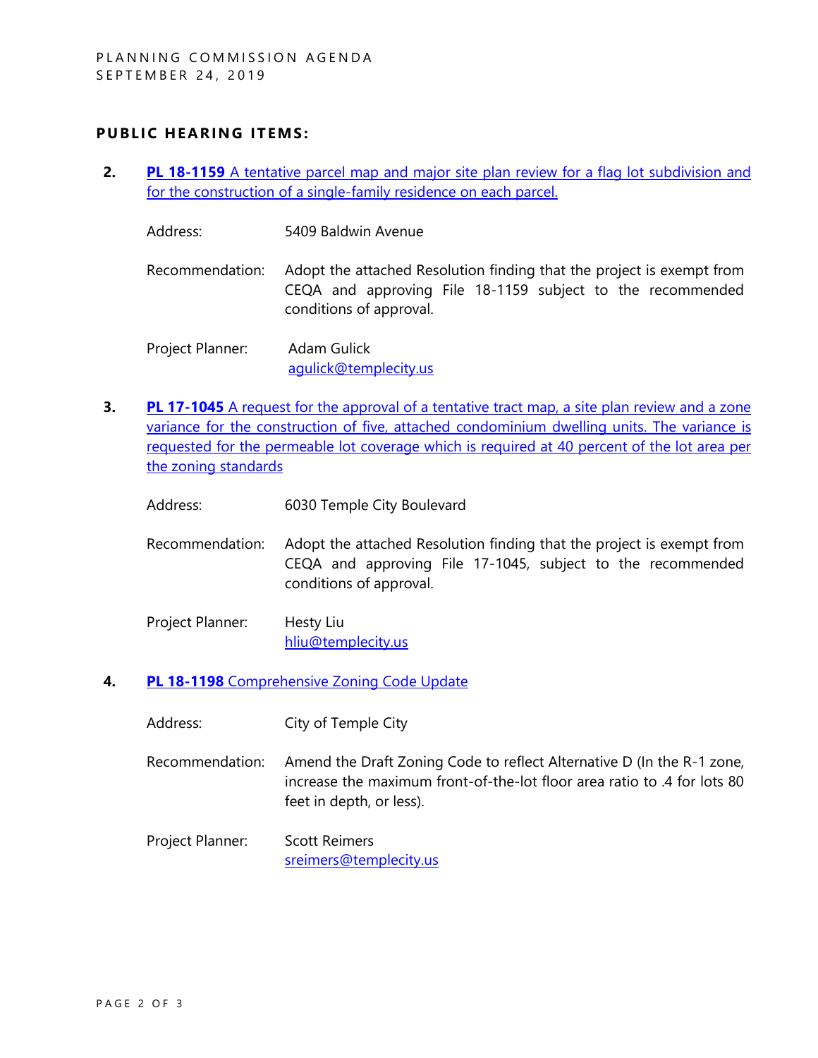**PUBLIC HEARING ITEMS:**

2. **PL 18-1159** A tentative parcel map and major site plan review for a flag lot subdivision and for the construction of a single-family residence on each parcel.

   Address: 5409 Baldwin Avenue

   Recommendation: Adopt the attached Resolution finding that the project is exempt from CEQA and approving File 18-1159 subject to the recommended conditions of approval.

   Project Planner: Adam Gulick
   agulick@templecity.us

3. **PL 17-1045** A request for the approval of a tentative tract map, a site plan review and a zone variance for the construction of five, attached condominium dwelling units. The variance is requested for the permeable lot coverage which is required at 40 percent of the lot area per the zoning standards

   Address: 6030 Temple City Boulevard

   Recommendation: Adopt the attached Resolution finding that the project is exempt from CEQA and approving File 17-1045, subject to the recommended conditions of approval.

   Project Planner: Hesty Liu
   hliu@templecity.us

4. **PL 18-1198** Comprehensive Zoning Code Update

   Address: City of Temple City

   Recommendation: Amend the Draft Zoning Code to reflect Alternative D (In the R-1 zone, increase the maximum front-of-the-lot floor area ratio to .4 for lots 80 feet in depth, or less).

   Project Planner: Scott Reimers
   sreimers@templecity.us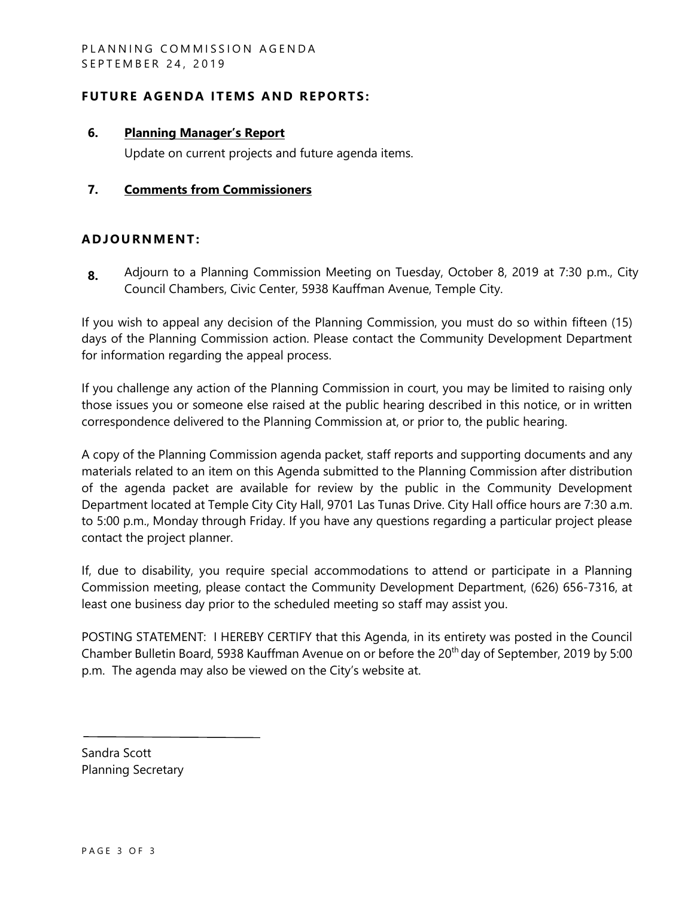## FUTURE AGENDA ITEMS AND REPORTS:

**6. Planning Manager's Report**

Update on current projects and future agenda items.

**7. Comments from Commissioners**

## ADJOURNMENT:

**8.** Adjourn to a Planning Commission Meeting on Tuesday, October 8, 2019 at 7:30 p.m., City Council Chambers, Civic Center, 5938 Kauffman Avenue, Temple City.

If you wish to appeal any decision of the Planning Commission, you must do so within fifteen (15) days of the Planning Commission action. Please contact the Community Development Department for information regarding the appeal process.

If you challenge any action of the Planning Commission in court, you may be limited to raising only those issues you or someone else raised at the public hearing described in this notice, or in written correspondence delivered to the Planning Commission at, or prior to, the public hearing.

A copy of the Planning Commission agenda packet, staff reports and supporting documents and any materials related to an item on this Agenda submitted to the Planning Commission after distribution of the agenda packet are available for review by the public in the Community Development Department located at Temple City City Hall, 9701 Las Tunas Drive. City Hall office hours are 7:30 a.m. to 5:00 p.m., Monday through Friday. If you have any questions regarding a particular project please contact the project planner.

If, due to disability, you require special accommodations to attend or participate in a Planning Commission meeting, please contact the Community Development Department, (626) 656-7316, at least one business day prior to the scheduled meeting so staff may assist you.

POSTING STATEMENT: I HEREBY CERTIFY that this Agenda, in its entirety was posted in the Council Chamber Bulletin Board, 5938 Kauffman Avenue on or before the 20th day of September, 2019 by 5:00 p.m. The agenda may also be viewed on the City's website at.

Sandra Scott
Planning Secretary